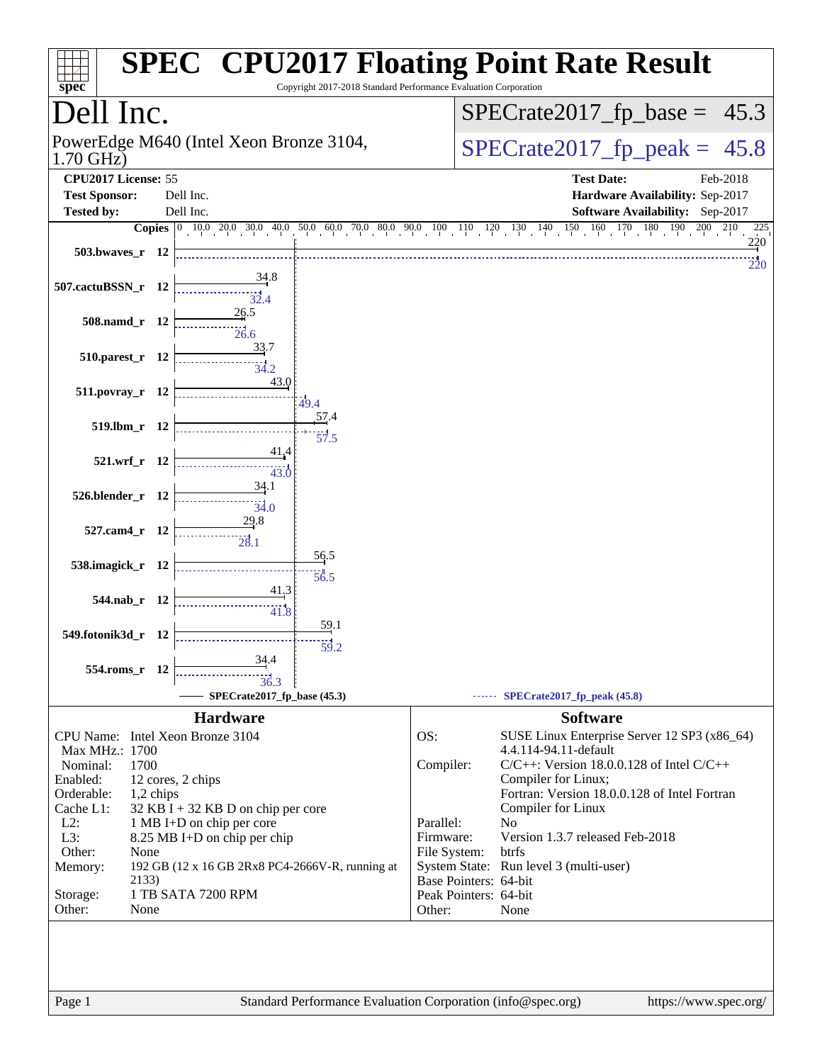# SPEC CPU2017 Floating Point Rate Result

Copyright 2017-2018 Standard Performance Evaluation Corporation

## Dell Inc.

PowerEdge M640 (Intel Xeon Bronze 3104, 1.70 GHz)

SPECrate2017_fp_base = 45.3

SPECrate2017_fp_peak = 45.8

**CPU2017 License:** 55
**Test Sponsor:** Dell Inc.
**Tested by:** Dell Inc.

**Test Date:** Feb-2018
**Hardware Availability:** Sep-2017
**Software Availability:** Sep-2017

Copies 0 10.0 20.0 30.0 40.0 50.0 60.0 70.0 80.0 90.0 100 110 120 130 140 150 160 170 180 190 200 210 225

503.bwaves_r 12 220 220
507.cactuBSSN_r 12 34.8 32.4
508.namd_r 12 26.5 26.6
510.parest_r 12 33.7 34.2
511.povray_r 12 43.0 49.4
519.lbm_r 12 57.4 57.5
521.wrf_r 12 41.4 43.0
526.blender_r 12 34.1 34.0
527.cam4_r 12 29.8 28.1
538.imagick_r 12 56.5 56.5
544.nab_r 12 41.3 41.8
549.fotonik3d_r 12 59.1 59.2
554.roms_r 12 34.4 36.3

SPECrate2017_fp_base (45.3)
SPECrate2017_fp_peak (45.8)

## Hardware

| | |
|---|---|
| CPU Name: | Intel Xeon Bronze 3104 |
| Max MHz.: | 1700 |
| Nominal: | 1700 |
| Enabled: | 12 cores, 2 chips |
| Orderable: | 1,2 chips |
| Cache L1: | 32 KB I + 32 KB D on chip per core |
| L2: | 1 MB I+D on chip per core |
| L3: | 8.25 MB I+D on chip per chip |
| Other: | None |
| Memory: | 192 GB (12 x 16 GB 2Rx8 PC4-2666V-R, running at 2133) |
| Storage: | 1 TB SATA 7200 RPM |
| Other: | None |

## Software

| | |
|---|---|
| OS: | SUSE Linux Enterprise Server 12 SP3 (x86_64) 4.4.114-94.11-default |
| Compiler: | C/C++: Version 18.0.0.128 of Intel C/C++ Compiler for Linux; Fortran: Version 18.0.0.128 of Intel Fortran Compiler for Linux |
| Parallel: | No |
| Firmware: | Version 1.3.7 released Feb-2018 |
| File System: | btrfs |
| System State: | Run level 3 (multi-user) |
| Base Pointers: | 64-bit |
| Peak Pointers: | 64-bit |
| Other: | None |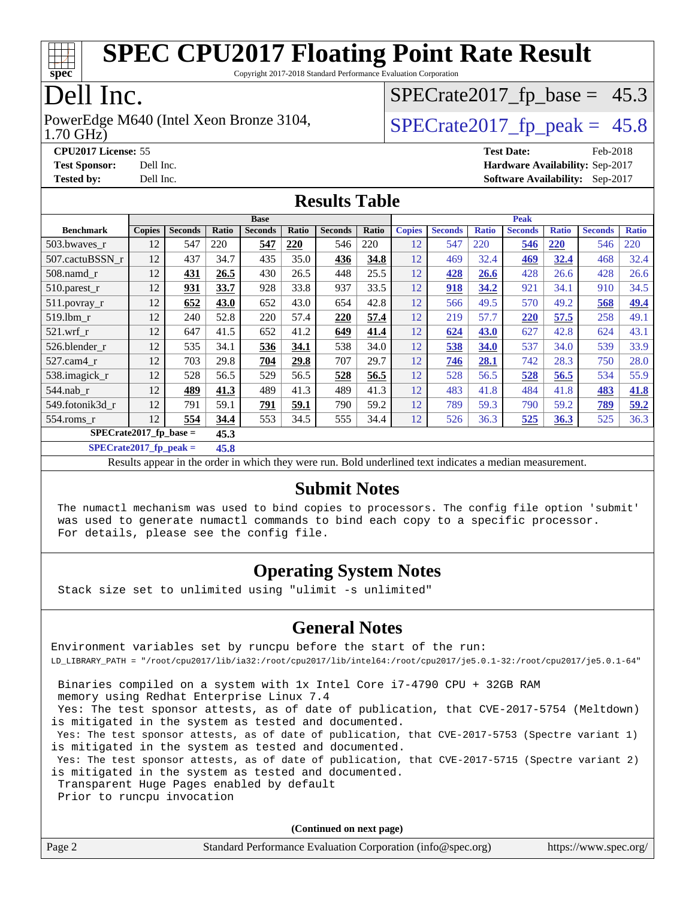# SPEC CPU2017 Floating Point Rate Result

Copyright 2017-2018 Standard Performance Evaluation Corporation

# Dell Inc.

PowerEdge M640 (Intel Xeon Bronze 3104, 1.70 GHz)

SPECrate2017_fp_base = 45.3

SPECrate2017_fp_peak = 45.8

**CPU2017 License:** 55
**Test Sponsor:** Dell Inc.
**Tested by:** Dell Inc.

**Test Date:** Feb-2018
**Hardware Availability:** Sep-2017
**Software Availability:** Sep-2017

## Results Table

| | Base | | | | | | | Peak | | | | | | |
|---|---|---|---|---|---|---|---|---|---|---|---|---|---|---|
| **Benchmark** | **Copies** | **Seconds** | **Ratio** | **Seconds** | **Ratio** | **Seconds** | **Ratio** | **Copies** | **Seconds** | **Ratio** | **Seconds** | **Ratio** | **Seconds** | **Ratio** |
| 503.bwaves_r | 12 | 547 | 220 | **547** | **220** | 546 | 220 | 12 | 547 | 220 | **546** | **220** | 546 | 220 |
| 507.cactuBSSN_r | 12 | 437 | 34.7 | 435 | 35.0 | **436** | **34.8** | 12 | 469 | 32.4 | **469** | **32.4** | 468 | 32.4 |
| 508.namd_r | 12 | **431** | **26.5** | 430 | 26.5 | 448 | 25.5 | 12 | **428** | **26.6** | 428 | 26.6 | 428 | 26.6 |
| 510.parest_r | 12 | **931** | **33.7** | 928 | 33.8 | 937 | 33.5 | 12 | **918** | **34.2** | 921 | 34.1 | 910 | 34.5 |
| 511.povray_r | 12 | **652** | **43.0** | 652 | 43.0 | 654 | 42.8 | 12 | 566 | 49.5 | 570 | 49.2 | **568** | **49.4** |
| 519.lbm_r | 12 | 240 | 52.8 | 220 | 57.4 | **220** | **57.4** | 12 | 219 | 57.7 | **220** | **57.5** | 258 | 49.1 |
| 521.wrf_r | 12 | 647 | 41.5 | 652 | 41.2 | **649** | **41.4** | 12 | **624** | **43.0** | 627 | 42.8 | 624 | 43.1 |
| 526.blender_r | 12 | 535 | 34.1 | **536** | **34.1** | 538 | 34.0 | 12 | **538** | **34.0** | 537 | 34.0 | 539 | 33.9 |
| 527.cam4_r | 12 | 703 | 29.8 | **704** | **29.8** | 707 | 29.7 | 12 | **746** | **28.1** | 742 | 28.3 | 750 | 28.0 |
| 538.imagick_r | 12 | 528 | 56.5 | 529 | 56.5 | **528** | **56.5** | 12 | 528 | 56.5 | **528** | **56.5** | 534 | 55.9 |
| 544.nab_r | 12 | **489** | **41.3** | 489 | 41.3 | 489 | 41.3 | 12 | 483 | 41.8 | 484 | 41.8 | **483** | **41.8** |
| 549.fotonik3d_r | 12 | 791 | 59.1 | **791** | **59.1** | 790 | 59.2 | 12 | 789 | 59.3 | 790 | 59.2 | **789** | **59.2** |
| 554.roms_r | 12 | **554** | **34.4** | 553 | 34.5 | 555 | 34.4 | 12 | 526 | 36.3 | **525** | **36.3** | 525 | 36.3 |

**SPECrate2017_fp_base = 45.3**

**SPECrate2017_fp_peak = 45.8**

Results appear in the order in which they were run. Bold underlined text indicates a median measurement.

## Submit Notes

```
The numactl mechanism was used to bind copies to processors. The config file option 'submit'
was used to generate numactl commands to bind each copy to a specific processor.
For details, please see the config file.
```

## Operating System Notes

```
Stack size set to unlimited using "ulimit -s unlimited"
```

## General Notes

```
Environment variables set by runcpu before the start of the run:
LD_LIBRARY_PATH = "/root/cpu2017/lib/ia32:/root/cpu2017/lib/intel64:/root/cpu2017/je5.0.1-32:/root/cpu2017/je5.0.1-64"

 Binaries compiled on a system with 1x Intel Core i7-4790 CPU + 32GB RAM
 memory using Redhat Enterprise Linux 7.4
 Yes: The test sponsor attests, as of date of publication, that CVE-2017-5754 (Meltdown)
is mitigated in the system as tested and documented.
 Yes: The test sponsor attests, as of date of publication, that CVE-2017-5753 (Spectre variant 1)
is mitigated in the system as tested and documented.
 Yes: The test sponsor attests, as of date of publication, that CVE-2017-5715 (Spectre variant 2)
is mitigated in the system as tested and documented.
 Transparent Huge Pages enabled by default
 Prior to runcpu invocation
```

(Continued on next page)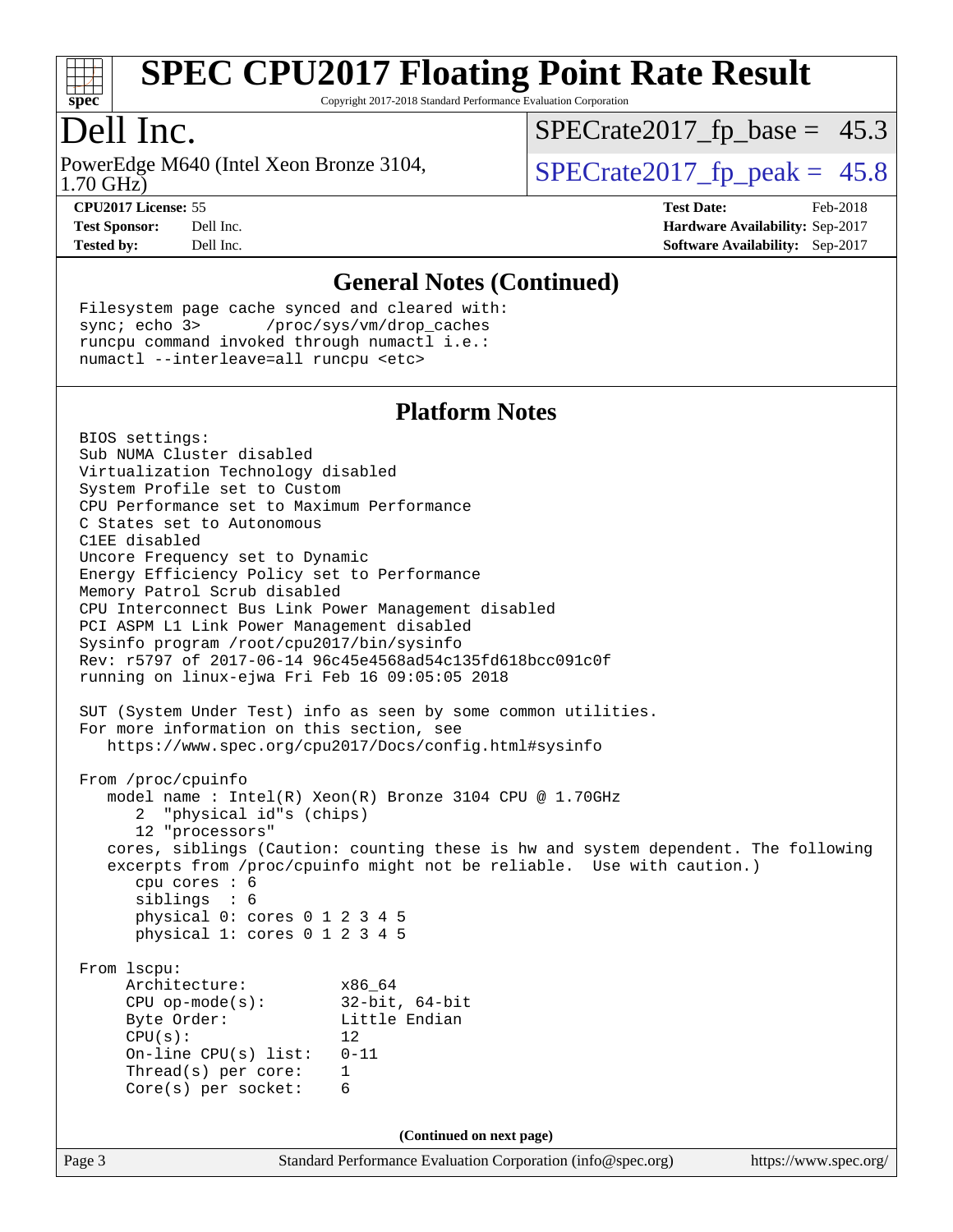# SPEC CPU2017 Floating Point Rate Result

Copyright 2017-2018 Standard Performance Evaluation Corporation

# Dell Inc.

PowerEdge M640 (Intel Xeon Bronze 3104, 1.70 GHz)

SPECrate2017_fp_base = 45.3

SPECrate2017_fp_peak = 45.8

**CPU2017 License:** 55
**Test Sponsor:** Dell Inc.
**Tested by:** Dell Inc.

**Test Date:** Feb-2018
**Hardware Availability:** Sep-2017
**Software Availability:** Sep-2017

## General Notes (Continued)

```
Filesystem page cache synced and cleared with:
sync; echo 3>       /proc/sys/vm/drop_caches
runcpu command invoked through numactl i.e.:
numactl --interleave=all runcpu <etc>
```

## Platform Notes

```
BIOS settings:
Sub NUMA Cluster disabled
Virtualization Technology disabled
System Profile set to Custom
CPU Performance set to Maximum Performance
C States set to Autonomous
C1EE disabled
Uncore Frequency set to Dynamic
Energy Efficiency Policy set to Performance
Memory Patrol Scrub disabled
CPU Interconnect Bus Link Power Management disabled
PCI ASPM L1 Link Power Management disabled
Sysinfo program /root/cpu2017/bin/sysinfo
Rev: r5797 of 2017-06-14 96c45e4568ad54c135fd618bcc091c0f
running on linux-ejwa Fri Feb 16 09:05:05 2018

SUT (System Under Test) info as seen by some common utilities.
For more information on this section, see
   https://www.spec.org/cpu2017/Docs/config.html#sysinfo

From /proc/cpuinfo
   model name : Intel(R) Xeon(R) Bronze 3104 CPU @ 1.70GHz
      2  "physical id"s (chips)
      12 "processors"
   cores, siblings (Caution: counting these is hw and system dependent. The following
   excerpts from /proc/cpuinfo might not be reliable.  Use with caution.)
      cpu cores : 6
      siblings  : 6
      physical 0: cores 0 1 2 3 4 5
      physical 1: cores 0 1 2 3 4 5

From lscpu:
     Architecture:          x86_64
     CPU op-mode(s):        32-bit, 64-bit
     Byte Order:            Little Endian
     CPU(s):                12
     On-line CPU(s) list:   0-11
     Thread(s) per core:    1
     Core(s) per socket:    6
```

(Continued on next page)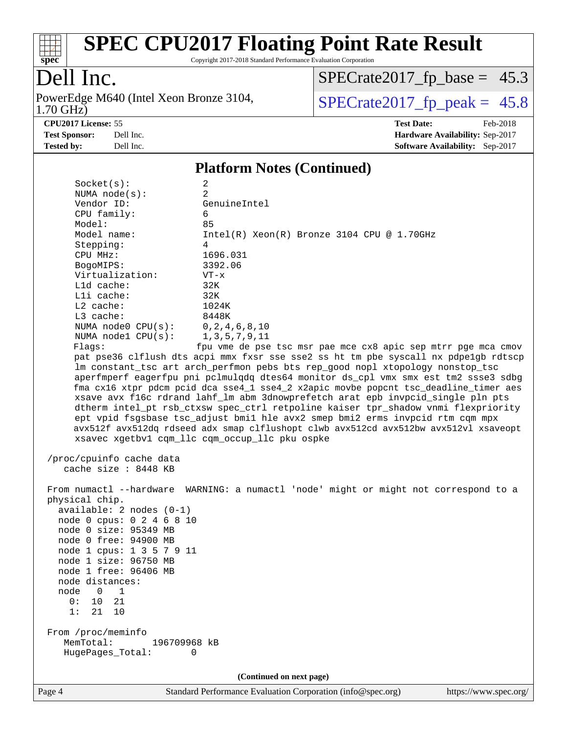# SPEC CPU2017 Floating Point Rate Result

Copyright 2017-2018 Standard Performance Evaluation Corporation

## Dell Inc.

PowerEdge M640 (Intel Xeon Bronze 3104, 1.70 GHz)

SPECrate2017_fp_base = 45.3

SPECrate2017_fp_peak = 45.8

**CPU2017 License:** 55
**Test Sponsor:** Dell Inc.
**Tested by:** Dell Inc.

**Test Date:** Feb-2018
**Hardware Availability:** Sep-2017
**Software Availability:** Sep-2017

### Platform Notes (Continued)

```
     Socket(s):             2
     NUMA node(s):          2
     Vendor ID:             GenuineIntel
     CPU family:            6
     Model:                 85
     Model name:            Intel(R) Xeon(R) Bronze 3104 CPU @ 1.70GHz
     Stepping:              4
     CPU MHz:               1696.031
     BogoMIPS:              3392.06
     Virtualization:        VT-x
     L1d cache:             32K
     L1i cache:             32K
     L2 cache:              1024K
     L3 cache:              8448K
     NUMA node0 CPU(s):     0,2,4,6,8,10
     NUMA node1 CPU(s):     1,3,5,7,9,11
     Flags:                 fpu vme de pse tsc msr pae mce cx8 apic sep mtrr pge mca cmov
     pat pse36 clflush dts acpi mmx fxsr sse sse2 ss ht tm pbe syscall nx pdpe1gb rdtscp
     lm constant_tsc art arch_perfmon pebs bts rep_good nopl xtopology nonstop_tsc
     aperfmperf eagerfpu pni pclmulqdq dtes64 monitor ds_cpl vmx smx est tm2 ssse3 sdbg
     fma cx16 xtpr pdcm pcid dca sse4_1 sse4_2 x2apic movbe popcnt tsc_deadline_timer aes
     xsave avx f16c rdrand lahf_lm abm 3dnowprefetch arat epb invpcid_single pln pts
     dtherm intel_pt rsb_ctxsw spec_ctrl retpoline kaiser tpr_shadow vnmi flexpriority
     ept vpid fsgsbase tsc_adjust bmi1 hle avx2 smep bmi2 erms invpcid rtm cqm mpx
     avx512f avx512dq rdseed adx smap clflushopt clwb avx512cd avx512bw avx512vl xsaveopt
     xsavec xgetbv1 cqm_llc cqm_occup_llc pku ospke

 /proc/cpuinfo cache data
    cache size : 8448 KB

 From numactl --hardware  WARNING: a numactl 'node' might or might not correspond to a
 physical chip.
   available: 2 nodes (0-1)
   node 0 cpus: 0 2 4 6 8 10
   node 0 size: 95349 MB
   node 0 free: 94900 MB
   node 1 cpus: 1 3 5 7 9 11
   node 1 size: 96750 MB
   node 1 free: 96406 MB
   node distances:
   node   0   1
     0:  10  21
     1:  21  10

 From /proc/meminfo
    MemTotal:       196709968 kB
    HugePages_Total:       0
```

(Continued on next page)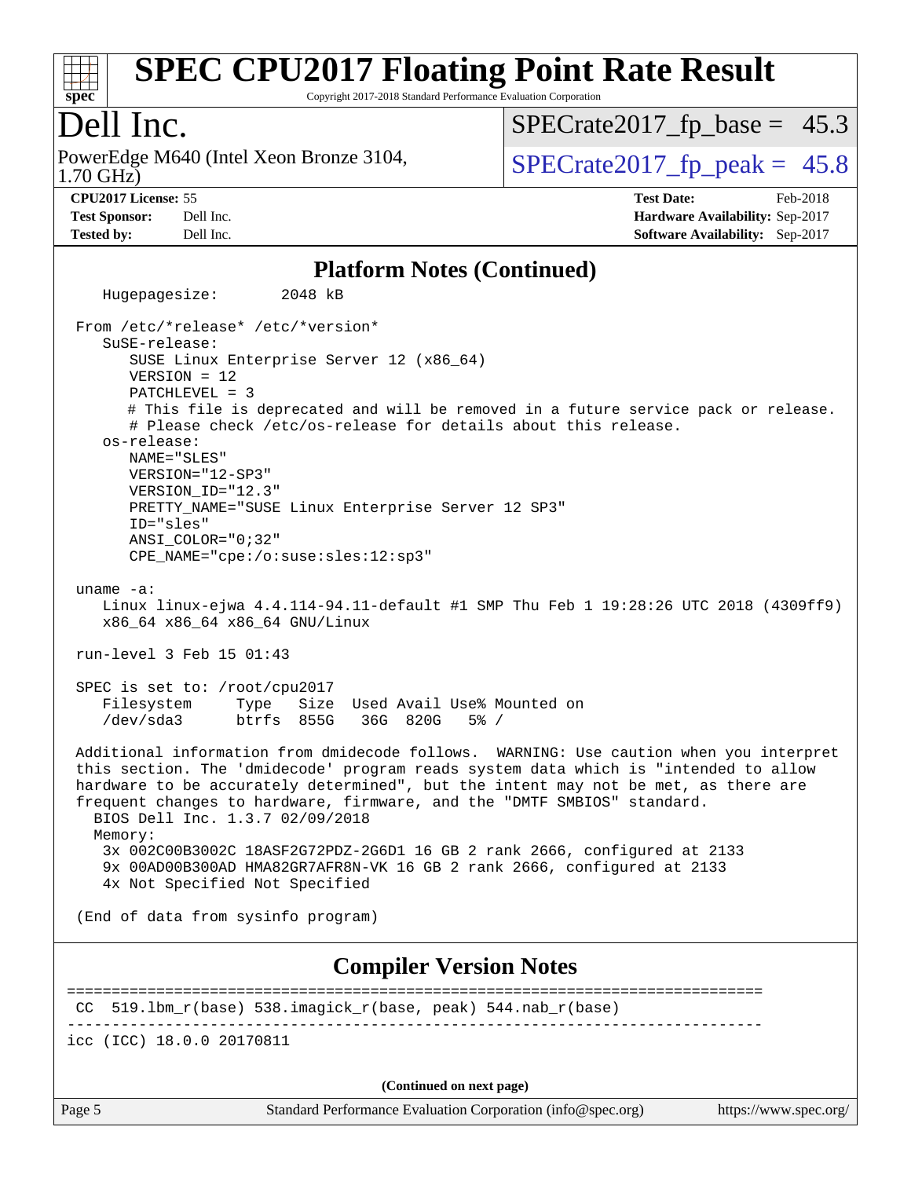# SPEC CPU2017 Floating Point Rate Result

Copyright 2017-2018 Standard Performance Evaluation Corporation

## Dell Inc.

PowerEdge M640 (Intel Xeon Bronze 3104, 1.70 GHz)

SPECrate2017_fp_base = 45.3

SPECrate2017_fp_peak = 45.8

**CPU2017 License:** 55
**Test Sponsor:** Dell Inc.
**Tested by:** Dell Inc.

**Test Date:** Feb-2018
**Hardware Availability:** Sep-2017
**Software Availability:** Sep-2017

## Platform Notes (Continued)

```
   Hugepagesize:        2048 kB

 From /etc/*release* /etc/*version*
    SuSE-release:
       SUSE Linux Enterprise Server 12 (x86_64)
       VERSION = 12
       PATCHLEVEL = 3
       # This file is deprecated and will be removed in a future service pack or release.
       # Please check /etc/os-release for details about this release.
    os-release:
       NAME="SLES"
       VERSION="12-SP3"
       VERSION_ID="12.3"
       PRETTY_NAME="SUSE Linux Enterprise Server 12 SP3"
       ID="sles"
       ANSI_COLOR="0;32"
       CPE_NAME="cpe:/o:suse:sles:12:sp3"

 uname -a:
    Linux linux-ejwa 4.4.114-94.11-default #1 SMP Thu Feb 1 19:28:26 UTC 2018 (4309ff9)
    x86_64 x86_64 x86_64 GNU/Linux

 run-level 3 Feb 15 01:43

 SPEC is set to: /root/cpu2017
    Filesystem     Type   Size  Used Avail Use% Mounted on
    /dev/sda3      btrfs  855G   36G  820G   5% /

 Additional information from dmidecode follows.  WARNING: Use caution when you interpret
 this section. The 'dmidecode' program reads system data which is "intended to allow
 hardware to be accurately determined", but the intent may not be met, as there are
 frequent changes to hardware, firmware, and the "DMTF SMBIOS" standard.
   BIOS Dell Inc. 1.3.7 02/09/2018
   Memory:
    3x 002C00B3002C 18ASF2G72PDZ-2G6D1 16 GB 2 rank 2666, configured at 2133
    9x 00AD00B300AD HMA82GR7AFR8N-VK 16 GB 2 rank 2666, configured at 2133
    4x Not Specified Not Specified

 (End of data from sysinfo program)
```

## Compiler Version Notes

```
==============================================================================
 CC  519.lbm_r(base) 538.imagick_r(base, peak) 544.nab_r(base)
------------------------------------------------------------------------------
icc (ICC) 18.0.0 20170811
```

**(Continued on next page)**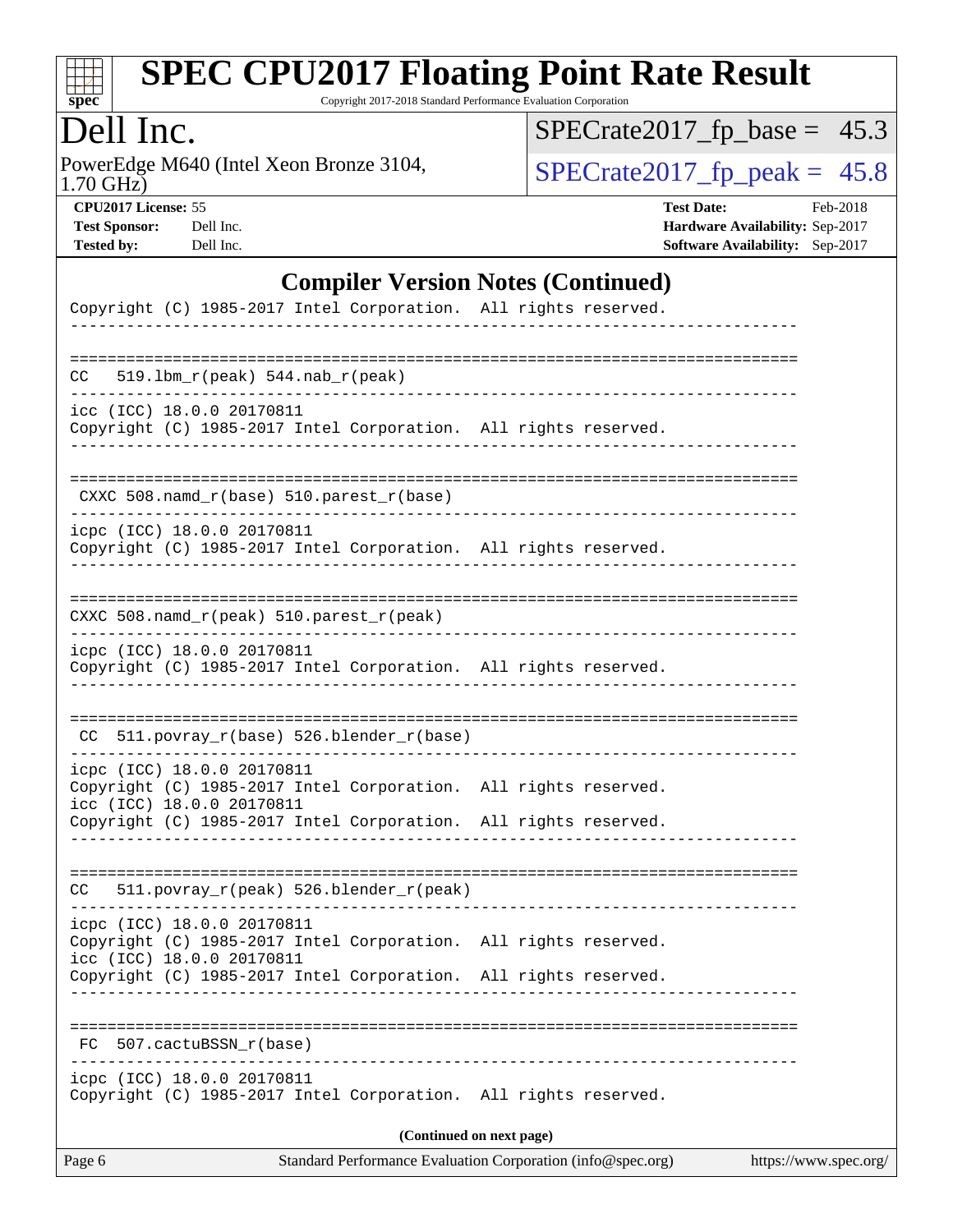# Dell Inc.

PowerEdge M640 (Intel Xeon Bronze 3104, 1.70 GHz)

SPECrate2017_fp_base = 45.3

SPECrate2017_fp_peak = 45.8

**CPU2017 License:** 55
**Test Sponsor:** Dell Inc.
**Tested by:** Dell Inc.

**Test Date:** Feb-2018
**Hardware Availability:** Sep-2017
**Software Availability:** Sep-2017

## Compiler Version Notes (Continued)

```
Copyright (C) 1985-2017 Intel Corporation.  All rights reserved.
------------------------------------------------------------------------------

==============================================================================
CC   519.lbm_r(peak) 544.nab_r(peak)
------------------------------------------------------------------------------
icc (ICC) 18.0.0 20170811
Copyright (C) 1985-2017 Intel Corporation.  All rights reserved.
------------------------------------------------------------------------------

==============================================================================
 CXXC 508.namd_r(base) 510.parest_r(base)
------------------------------------------------------------------------------
icpc (ICC) 18.0.0 20170811
Copyright (C) 1985-2017 Intel Corporation.  All rights reserved.
------------------------------------------------------------------------------

==============================================================================
CXXC 508.namd_r(peak) 510.parest_r(peak)
------------------------------------------------------------------------------
icpc (ICC) 18.0.0 20170811
Copyright (C) 1985-2017 Intel Corporation.  All rights reserved.
------------------------------------------------------------------------------

==============================================================================
 CC  511.povray_r(base) 526.blender_r(base)
------------------------------------------------------------------------------
icpc (ICC) 18.0.0 20170811
Copyright (C) 1985-2017 Intel Corporation.  All rights reserved.
icc (ICC) 18.0.0 20170811
Copyright (C) 1985-2017 Intel Corporation.  All rights reserved.
------------------------------------------------------------------------------

==============================================================================
CC   511.povray_r(peak) 526.blender_r(peak)
------------------------------------------------------------------------------
icpc (ICC) 18.0.0 20170811
Copyright (C) 1985-2017 Intel Corporation.  All rights reserved.
icc (ICC) 18.0.0 20170811
Copyright (C) 1985-2017 Intel Corporation.  All rights reserved.
------------------------------------------------------------------------------

==============================================================================
 FC  507.cactuBSSN_r(base)
------------------------------------------------------------------------------
icpc (ICC) 18.0.0 20170811
Copyright (C) 1985-2017 Intel Corporation.  All rights reserved.
```

**(Continued on next page)**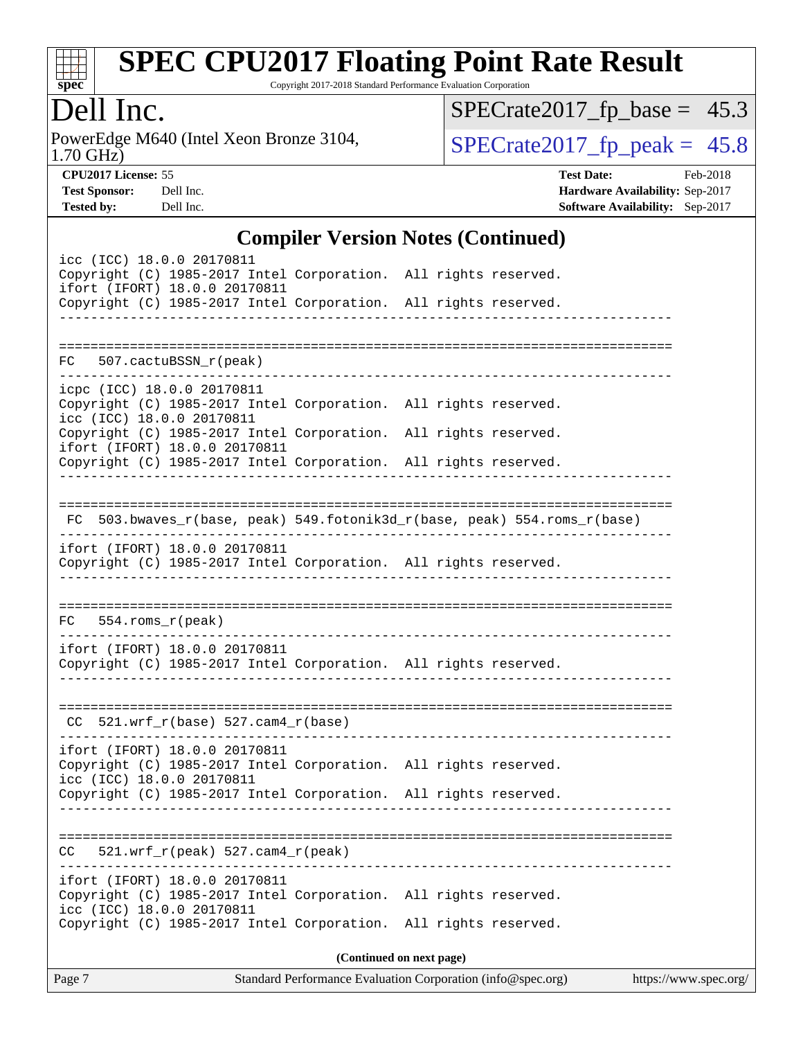## Compiler Version Notes (Continued)

```
icc (ICC) 18.0.0 20170811
Copyright (C) 1985-2017 Intel Corporation.  All rights reserved.
ifort (IFORT) 18.0.0 20170811
Copyright (C) 1985-2017 Intel Corporation.  All rights reserved.
------------------------------------------------------------------------------

==============================================================================
FC   507.cactuBSSN_r(peak)
------------------------------------------------------------------------------
icpc (ICC) 18.0.0 20170811
Copyright (C) 1985-2017 Intel Corporation.  All rights reserved.
icc (ICC) 18.0.0 20170811
Copyright (C) 1985-2017 Intel Corporation.  All rights reserved.
ifort (IFORT) 18.0.0 20170811
Copyright (C) 1985-2017 Intel Corporation.  All rights reserved.
------------------------------------------------------------------------------

==============================================================================
 FC  503.bwaves_r(base, peak) 549.fotonik3d_r(base, peak) 554.roms_r(base)
------------------------------------------------------------------------------
ifort (IFORT) 18.0.0 20170811
Copyright (C) 1985-2017 Intel Corporation.  All rights reserved.
------------------------------------------------------------------------------

==============================================================================
FC   554.roms_r(peak)
------------------------------------------------------------------------------
ifort (IFORT) 18.0.0 20170811
Copyright (C) 1985-2017 Intel Corporation.  All rights reserved.
------------------------------------------------------------------------------

==============================================================================
 CC  521.wrf_r(base) 527.cam4_r(base)
------------------------------------------------------------------------------
ifort (IFORT) 18.0.0 20170811
Copyright (C) 1985-2017 Intel Corporation.  All rights reserved.
icc (ICC) 18.0.0 20170811
Copyright (C) 1985-2017 Intel Corporation.  All rights reserved.
------------------------------------------------------------------------------

==============================================================================
CC   521.wrf_r(peak) 527.cam4_r(peak)
------------------------------------------------------------------------------
ifort (IFORT) 18.0.0 20170811
Copyright (C) 1985-2017 Intel Corporation.  All rights reserved.
icc (ICC) 18.0.0 20170811
Copyright (C) 1985-2017 Intel Corporation.  All rights reserved.
```

**(Continued on next page)**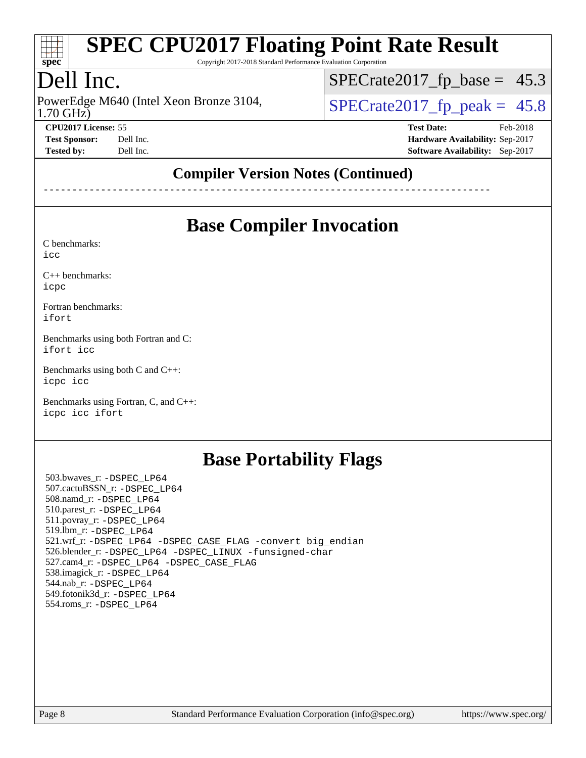## Compiler Version Notes (Continued)

------------------------------------------------------------------------------

## Base Compiler Invocation

C benchmarks:
icc

C++ benchmarks:
icpc

Fortran benchmarks:
ifort

Benchmarks using both Fortran and C:
ifort icc

Benchmarks using both C and C++:
icpc icc

Benchmarks using Fortran, C, and C++:
icpc icc ifort

## Base Portability Flags

503.bwaves_r: -DSPEC_LP64
507.cactuBSSN_r: -DSPEC_LP64
508.namd_r: -DSPEC_LP64
510.parest_r: -DSPEC_LP64
511.povray_r: -DSPEC_LP64
519.lbm_r: -DSPEC_LP64
521.wrf_r: -DSPEC_LP64 -DSPEC_CASE_FLAG -convert big_endian
526.blender_r: -DSPEC_LP64 -DSPEC_LINUX -funsigned-char
527.cam4_r: -DSPEC_LP64 -DSPEC_CASE_FLAG
538.imagick_r: -DSPEC_LP64
544.nab_r: -DSPEC_LP64
549.fotonik3d_r: -DSPEC_LP64
554.roms_r: -DSPEC_LP64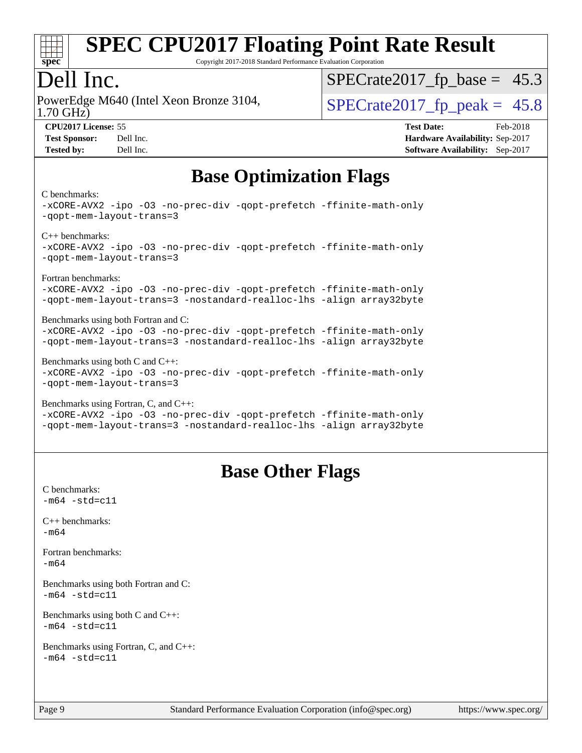# SPEC CPU2017 Floating Point Rate Result

Copyright 2017-2018 Standard Performance Evaluation Corporation

## Dell Inc.

PowerEdge M640 (Intel Xeon Bronze 3104, 1.70 GHz)

SPECrate2017_fp_base = 45.3

SPECrate2017_fp_peak = 45.8

**CPU2017 License:** 55
**Test Sponsor:** Dell Inc.
**Tested by:** Dell Inc.

**Test Date:** Feb-2018
**Hardware Availability:** Sep-2017
**Software Availability:** Sep-2017

## Base Optimization Flags

C benchmarks:
```
-xCORE-AVX2 -ipo -O3 -no-prec-div -qopt-prefetch -ffinite-math-only
-qopt-mem-layout-trans=3
```

C++ benchmarks:
```
-xCORE-AVX2 -ipo -O3 -no-prec-div -qopt-prefetch -ffinite-math-only
-qopt-mem-layout-trans=3
```

Fortran benchmarks:
```
-xCORE-AVX2 -ipo -O3 -no-prec-div -qopt-prefetch -ffinite-math-only
-qopt-mem-layout-trans=3 -nostandard-realloc-lhs -align array32byte
```

Benchmarks using both Fortran and C:
```
-xCORE-AVX2 -ipo -O3 -no-prec-div -qopt-prefetch -ffinite-math-only
-qopt-mem-layout-trans=3 -nostandard-realloc-lhs -align array32byte
```

Benchmarks using both C and C++:
```
-xCORE-AVX2 -ipo -O3 -no-prec-div -qopt-prefetch -ffinite-math-only
-qopt-mem-layout-trans=3
```

Benchmarks using Fortran, C, and C++:
```
-xCORE-AVX2 -ipo -O3 -no-prec-div -qopt-prefetch -ffinite-math-only
-qopt-mem-layout-trans=3 -nostandard-realloc-lhs -align array32byte
```

## Base Other Flags

C benchmarks:
```
-m64 -std=c11
```

C++ benchmarks:
```
-m64
```

Fortran benchmarks:
```
-m64
```

Benchmarks using both Fortran and C:
```
-m64 -std=c11
```

Benchmarks using both C and C++:
```
-m64 -std=c11
```

Benchmarks using Fortran, C, and C++:
```
-m64 -std=c11
```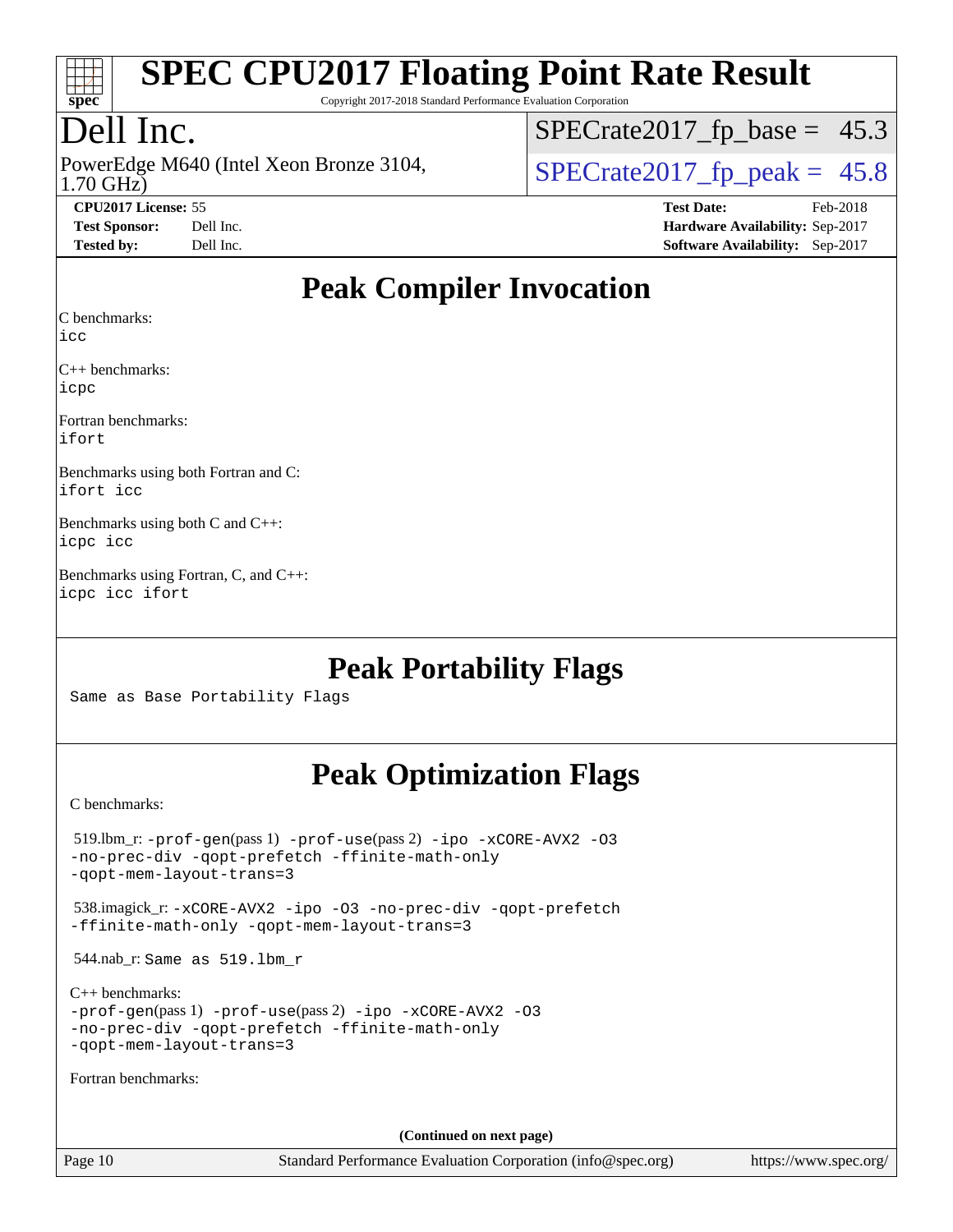# SPEC CPU2017 Floating Point Rate Result

Copyright 2017-2018 Standard Performance Evaluation Corporation

## Dell Inc.

PowerEdge M640 (Intel Xeon Bronze 3104, 1.70 GHz)

SPECrate2017_fp_base = 45.3

SPECrate2017_fp_peak = 45.8

**CPU2017 License:** 55
**Test Sponsor:** Dell Inc.
**Tested by:** Dell Inc.

**Test Date:** Feb-2018
**Hardware Availability:** Sep-2017
**Software Availability:** Sep-2017

## Peak Compiler Invocation

C benchmarks:
icc

C++ benchmarks:
icpc

Fortran benchmarks:
ifort

Benchmarks using both Fortran and C:
ifort icc

Benchmarks using both C and C++:
icpc icc

Benchmarks using Fortran, C, and C++:
icpc icc ifort

## Peak Portability Flags

Same as Base Portability Flags

## Peak Optimization Flags

C benchmarks:

519.lbm_r: -prof-gen(pass 1) -prof-use(pass 2) -ipo -xCORE-AVX2 -O3 -no-prec-div -qopt-prefetch -ffinite-math-only -qopt-mem-layout-trans=3

538.imagick_r: -xCORE-AVX2 -ipo -O3 -no-prec-div -qopt-prefetch -ffinite-math-only -qopt-mem-layout-trans=3

544.nab_r: Same as 519.lbm_r

C++ benchmarks:
-prof-gen(pass 1) -prof-use(pass 2) -ipo -xCORE-AVX2 -O3 -no-prec-div -qopt-prefetch -ffinite-math-only -qopt-mem-layout-trans=3

Fortran benchmarks:

(Continued on next page)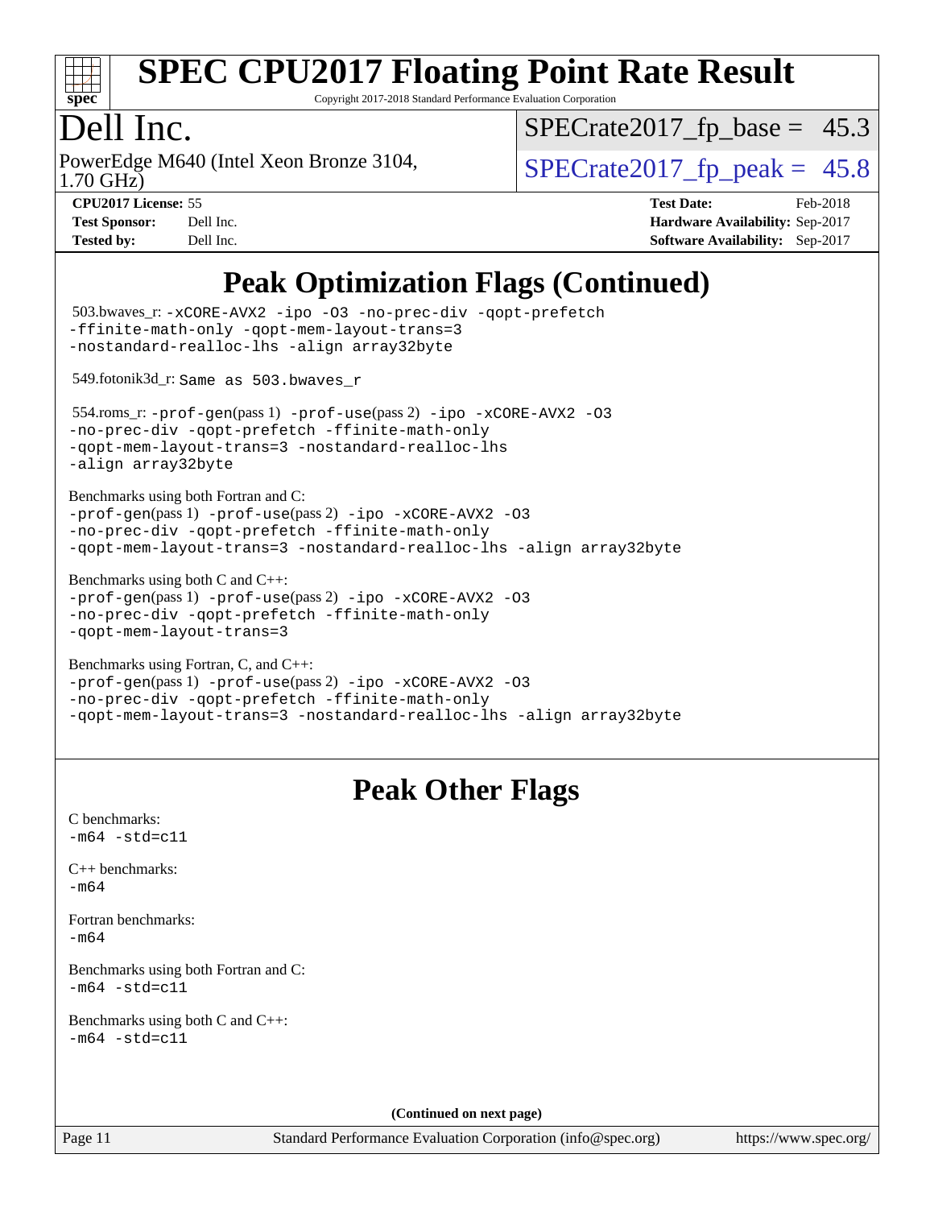# Peak Optimization Flags (Continued)

503.bwaves_r: -xCORE-AVX2 -ipo -O3 -no-prec-div -qopt-prefetch -ffinite-math-only -qopt-mem-layout-trans=3 -nostandard-realloc-lhs -align array32byte

549.fotonik3d_r: Same as 503.bwaves_r

554.roms_r: -prof-gen(pass 1) -prof-use(pass 2) -ipo -xCORE-AVX2 -O3 -no-prec-div -qopt-prefetch -ffinite-math-only -qopt-mem-layout-trans=3 -nostandard-realloc-lhs -align array32byte

Benchmarks using both Fortran and C:
-prof-gen(pass 1) -prof-use(pass 2) -ipo -xCORE-AVX2 -O3 -no-prec-div -qopt-prefetch -ffinite-math-only -qopt-mem-layout-trans=3 -nostandard-realloc-lhs -align array32byte

Benchmarks using both C and C++:
-prof-gen(pass 1) -prof-use(pass 2) -ipo -xCORE-AVX2 -O3 -no-prec-div -qopt-prefetch -ffinite-math-only -qopt-mem-layout-trans=3

Benchmarks using Fortran, C, and C++:
-prof-gen(pass 1) -prof-use(pass 2) -ipo -xCORE-AVX2 -O3 -no-prec-div -qopt-prefetch -ffinite-math-only -qopt-mem-layout-trans=3 -nostandard-realloc-lhs -align array32byte

# Peak Other Flags

C benchmarks:
-m64 -std=c11

C++ benchmarks:
-m64

Fortran benchmarks:
-m64

Benchmarks using both Fortran and C:
-m64 -std=c11

Benchmarks using both C and C++:
-m64 -std=c11

**(Continued on next page)**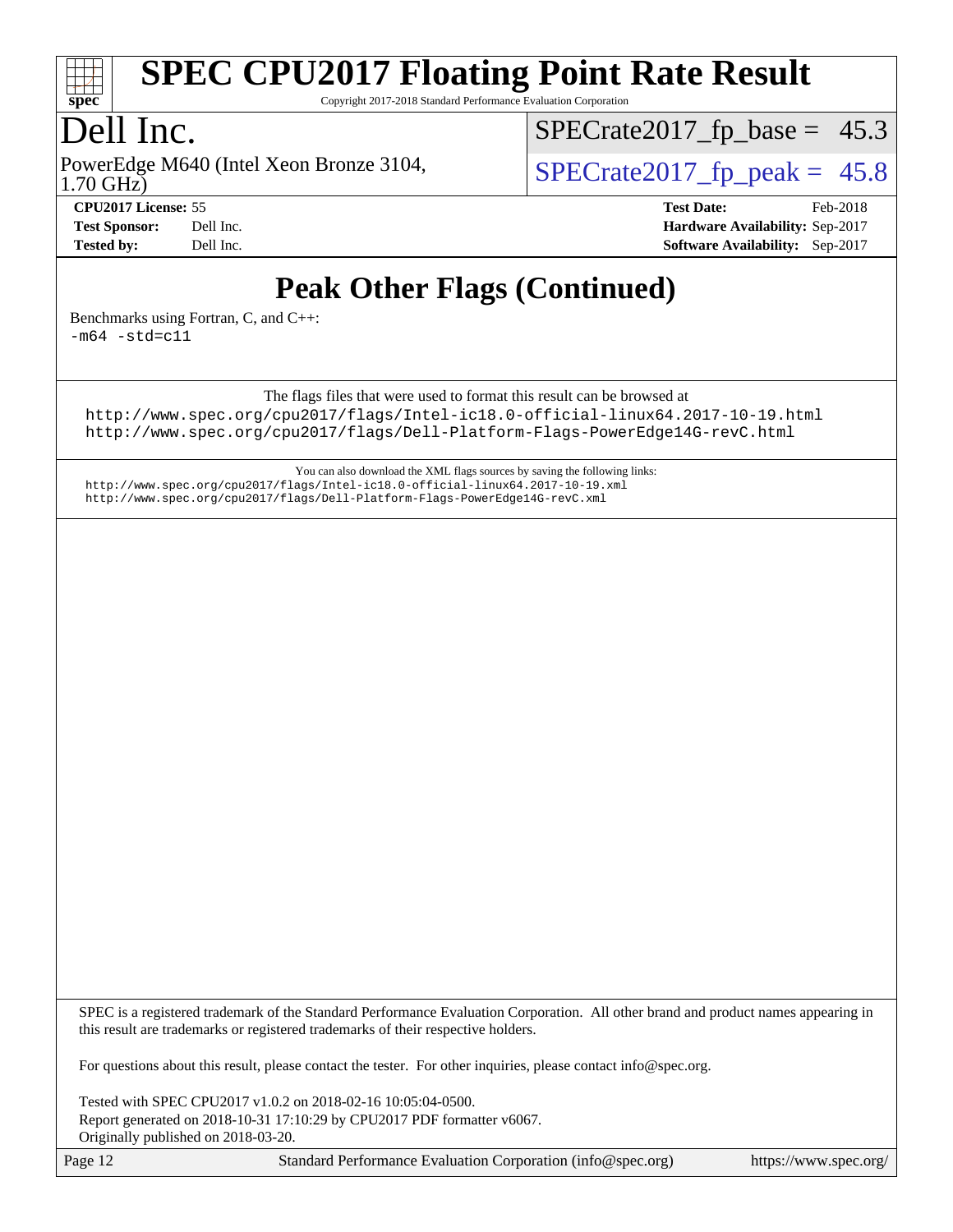## Peak Other Flags (Continued)

Benchmarks using Fortran, C, and C++:
-m64 -std=c11

The flags files that were used to format this result can be browsed at
http://www.spec.org/cpu2017/flags/Intel-ic18.0-official-linux64.2017-10-19.html
http://www.spec.org/cpu2017/flags/Dell-Platform-Flags-PowerEdge14G-revC.html

You can also download the XML flags sources by saving the following links:
http://www.spec.org/cpu2017/flags/Intel-ic18.0-official-linux64.2017-10-19.xml
http://www.spec.org/cpu2017/flags/Dell-Platform-Flags-PowerEdge14G-revC.xml

SPEC is a registered trademark of the Standard Performance Evaluation Corporation. All other brand and product names appearing in this result are trademarks or registered trademarks of their respective holders.

For questions about this result, please contact the tester. For other inquiries, please contact info@spec.org.

Tested with SPEC CPU2017 v1.0.2 on 2018-02-16 10:05:04-0500.
Report generated on 2018-10-31 17:10:29 by CPU2017 PDF formatter v6067.
Originally published on 2018-03-20.